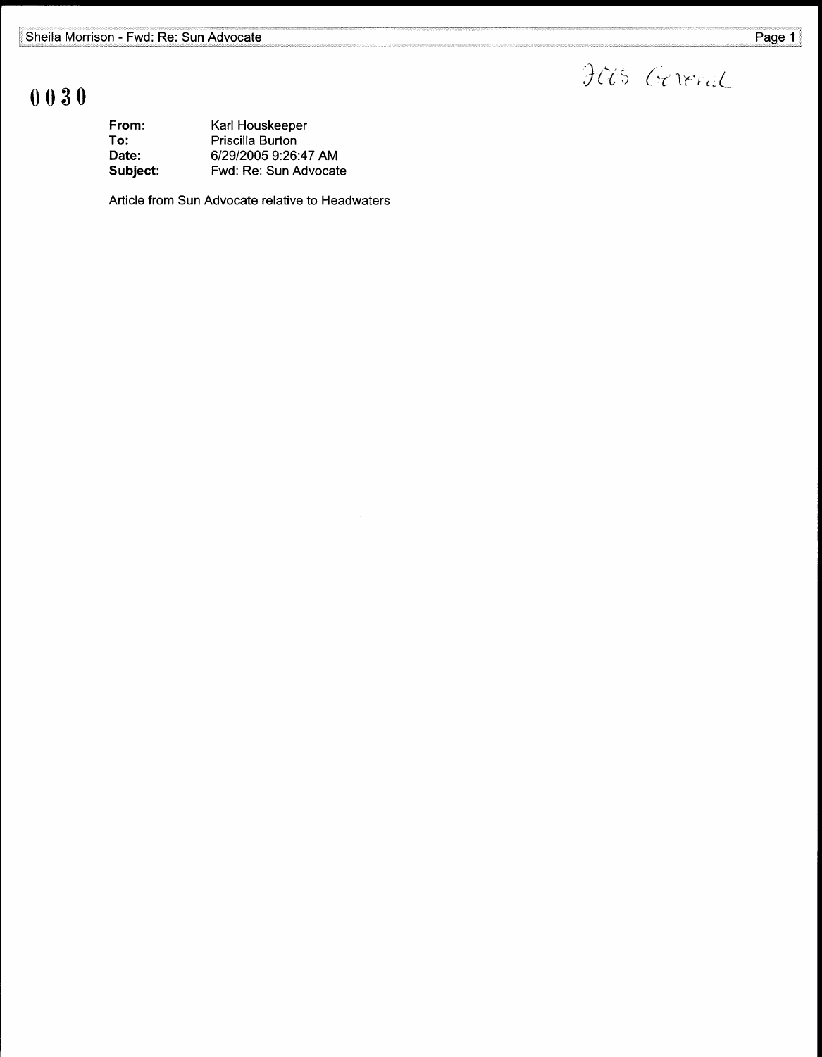0030

Incoming General

**From:** Karl Houskeeper
**To:** Priscilla Burton
**Date:** 6/29/2005 9:26:47 AM
**Subject:** Fwd: Re: Sun Advocate

Article from Sun Advocate relative to Headwaters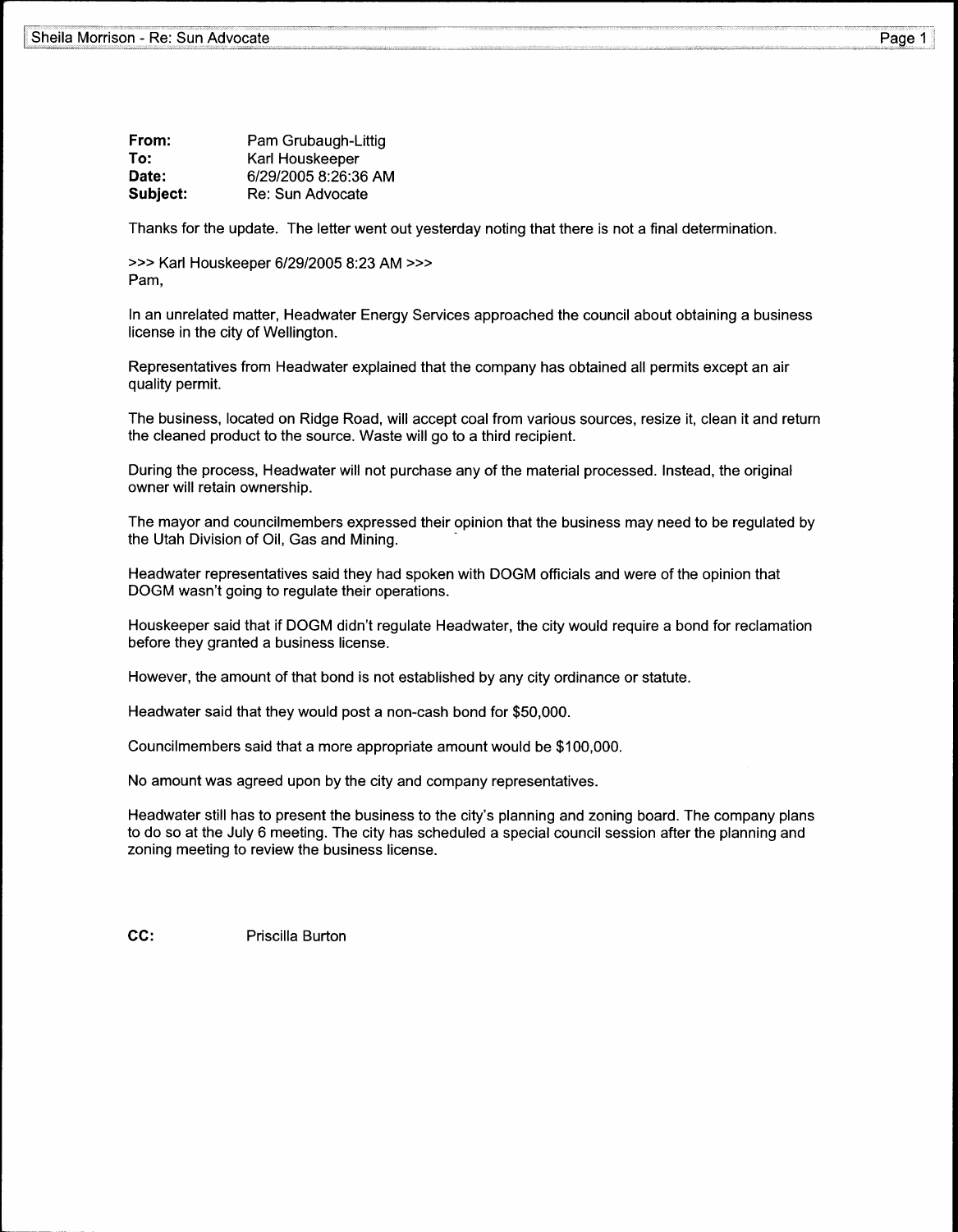**From:** Pam Grubaugh-Littig
**To:** Karl Houskeeper
**Date:** 6/29/2005 8:26:36 AM
**Subject:** Re: Sun Advocate

Thanks for the update. The letter went out yesterday noting that there is not a final determination.

>>> Karl Houskeeper 6/29/2005 8:23 AM >>>
Pam,

In an unrelated matter, Headwater Energy Services approached the council about obtaining a business license in the city of Wellington.

Representatives from Headwater explained that the company has obtained all permits except an air quality permit.

The business, located on Ridge Road, will accept coal from various sources, resize it, clean it and return the cleaned product to the source. Waste will go to a third recipient.

During the process, Headwater will not purchase any of the material processed. Instead, the original owner will retain ownership.

The mayor and councilmembers expressed their opinion that the business may need to be regulated by the Utah Division of Oil, Gas and Mining.

Headwater representatives said they had spoken with DOGM officials and were of the opinion that DOGM wasn't going to regulate their operations.

Houskeeper said that if DOGM didn't regulate Headwater, the city would require a bond for reclamation before they granted a business license.

However, the amount of that bond is not established by any city ordinance or statute.

Headwater said that they would post a non-cash bond for $50,000.

Councilmembers said that a more appropriate amount would be $100,000.

No amount was agreed upon by the city and company representatives.

Headwater still has to present the business to the city's planning and zoning board. The company plans to do so at the July 6 meeting. The city has scheduled a special council session after the planning and zoning meeting to review the business license.

**CC:** Priscilla Burton